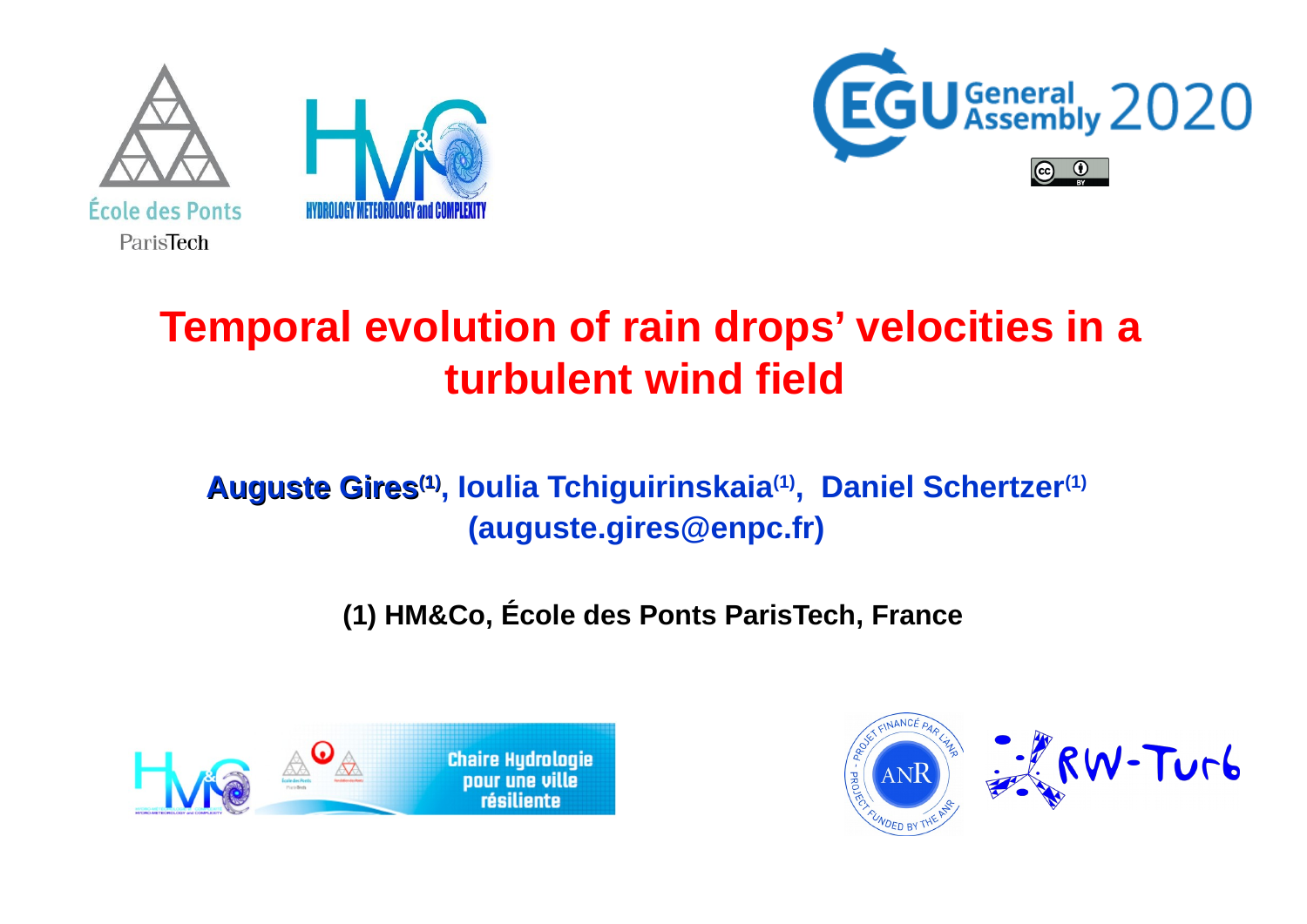# Temporal evolution of rain drops' velocities in a turbulent wind field

**Auguste Gires[(1)], Ioulia Tchiguirinskaia[(1)], Daniel Schertzer[(1)]**

**(auguste.gires@enpc.fr)**

**(1) HM&Co, École des Ponts ParisTech, France**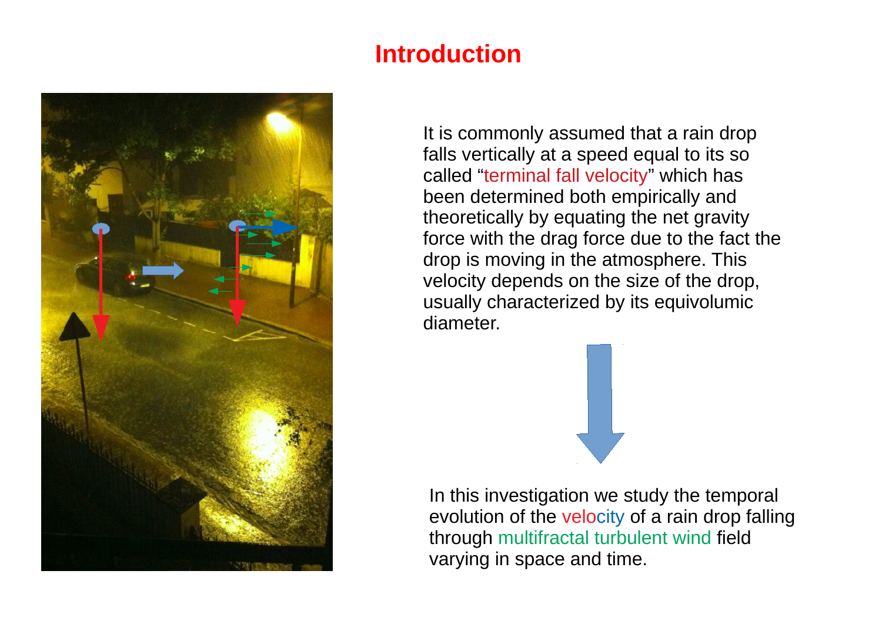# Introduction

It is commonly assumed that a rain drop falls vertically at a speed equal to its so called “terminal fall velocity” which has been determined both empirically and theoretically by equating the net gravity force with the drag force due to the fact the drop is moving in the atmosphere. This velocity depends on the size of the drop, usually characterized by its equivolumic diameter.

In this investigation we study the temporal evolution of the velocity of a rain drop falling through multifractal turbulent wind field varying in space and time.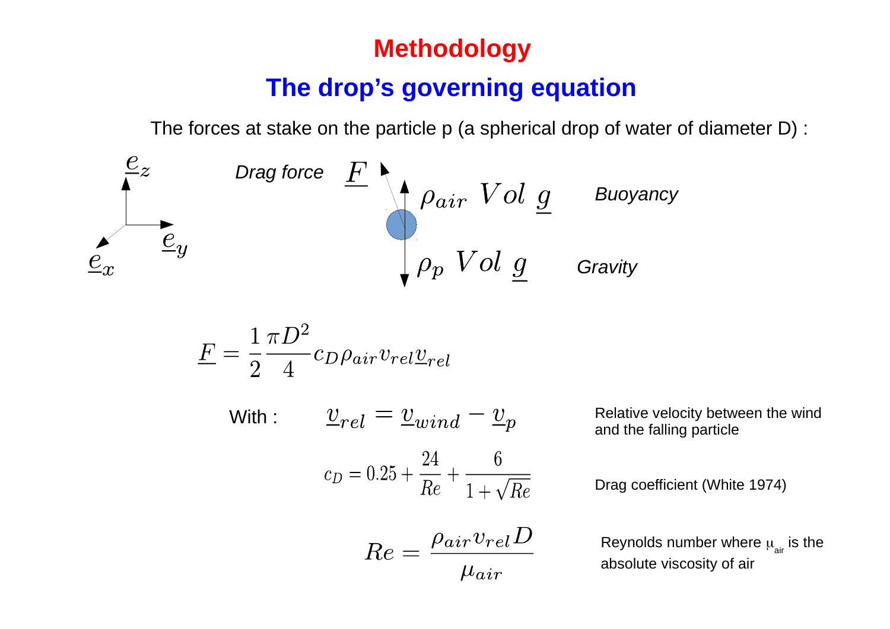# Methodology

## The drop's governing equation

The forces at stake on the particle p (a spherical drop of water of diameter D) :

$\underline{e}_z$ $\underline{e}_y$ $\underline{e}_x$

*Drag force* $\underline{F}$

$\rho_{air}\ Vol\ \underline{g}$ *Buoyancy*

$\rho_p\ Vol\ \underline{g}$ *Gravity*

$$\underline{F} = \frac{1}{2}\frac{\pi D^2}{4} c_D \rho_{air} v_{rel} \underline{v}_{rel}$$

With :

$$\underline{v}_{rel} = \underline{v}_{wind} - \underline{v}_p$$

Relative velocity between the wind and the falling particle

$$c_D = 0.25 + \frac{24}{Re} + \frac{6}{1+\sqrt{Re}}$$

Drag coefficient (White 1974)

$$Re = \frac{\rho_{air} v_{rel} D}{\mu_{air}}$$

Reynolds number where $\mu_{air}$ is the absolute viscosity of air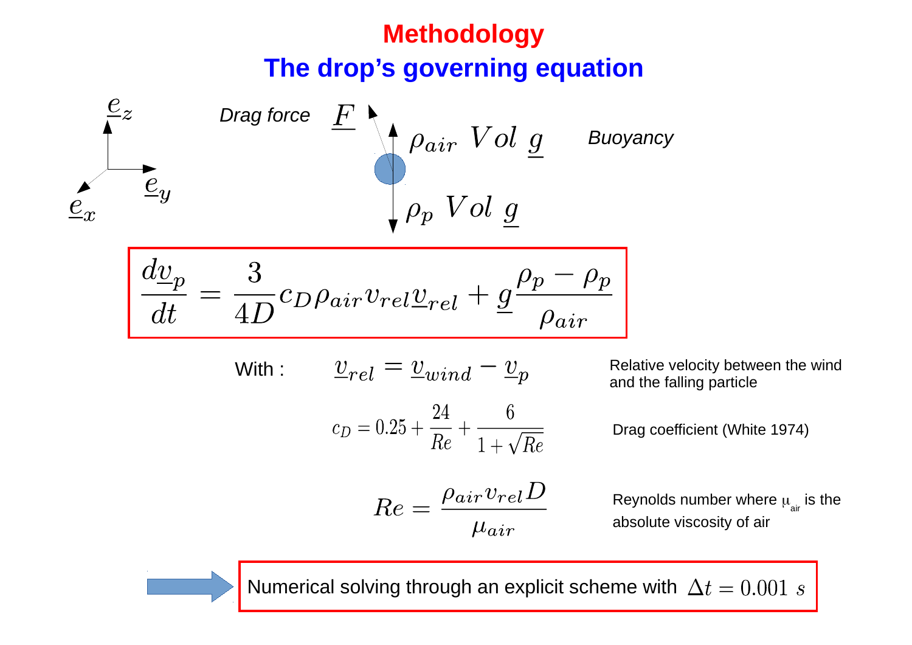# Methodology

## The drop's governing equation

*Drag force* $\underline{F}$

$\rho_{air}\ Vol\ \underline{g}$ *Buoyancy*

$\rho_p\ Vol\ \underline{g}$

$\underline{e}_z$, $\underline{e}_y$, $\underline{e}_x$

$$\frac{d\underline{v}_p}{dt} = \frac{3}{4D} c_D \rho_{air} v_{rel} \underline{v}_{rel} + \underline{g}\frac{\rho_p - \rho_p}{\rho_{air}}$$

With :

$$\underline{v}_{rel} = \underline{v}_{wind} - \underline{v}_p$$

Relative velocity between the wind and the falling particle

$$c_D = 0.25 + \frac{24}{Re} + \frac{6}{1+\sqrt{Re}}$$

Drag coefficient (White 1974)

$$Re = \frac{\rho_{air} v_{rel} D}{\mu_{air}}$$

Reynolds number where $\mu_{air}$ is the absolute viscosity of air

Numerical solving through an explicit scheme with $\Delta t = 0.001\ s$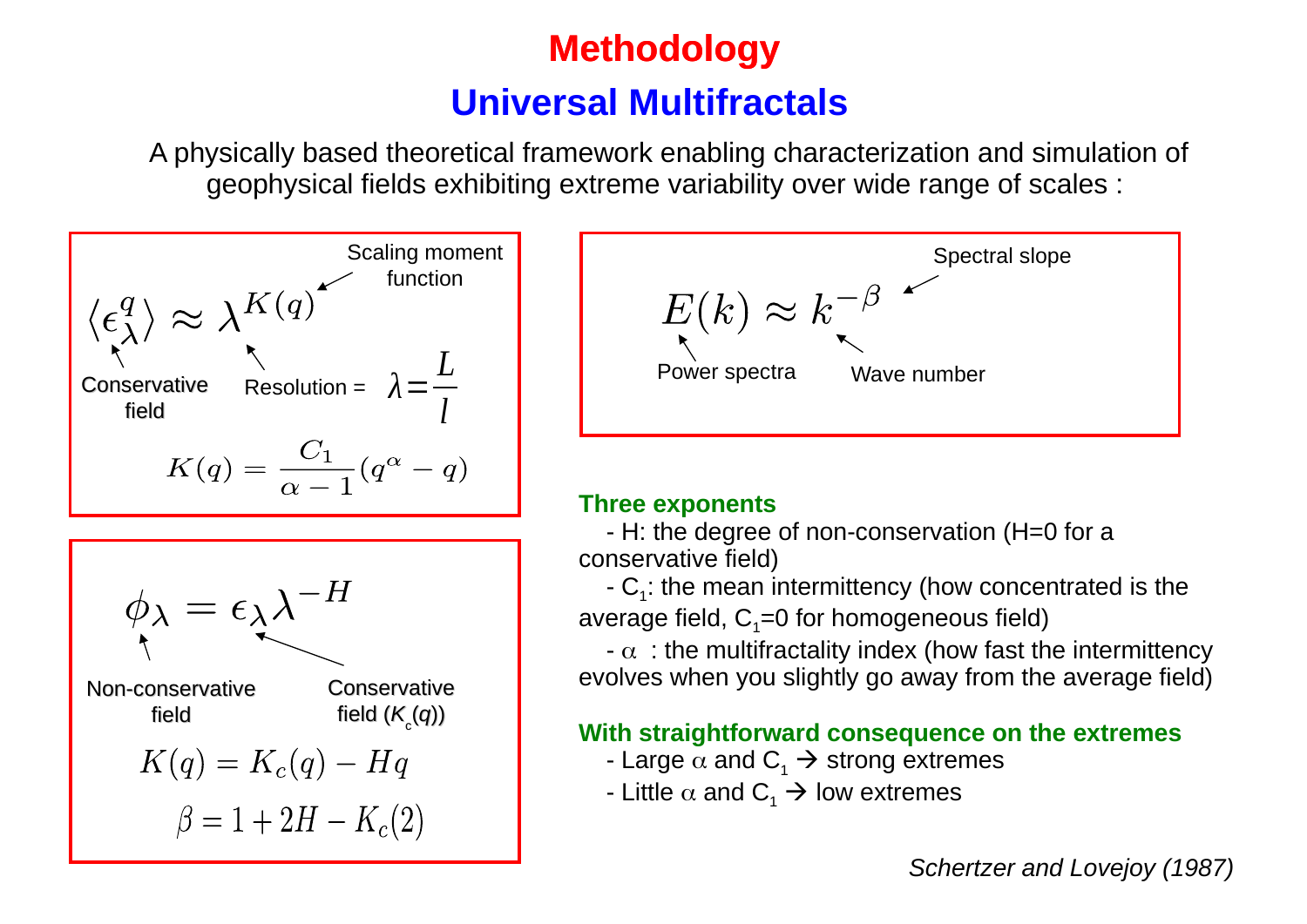# Methodology

## Universal Multifractals

A physically based theoretical framework enabling characterization and simulation of geophysical fields exhibiting extreme variability over wide range of scales :

$$\langle \epsilon_\lambda^q \rangle \approx \lambda^{K(q)}$$

- $\epsilon_\lambda$: Conservative field
- $K(q)$: Scaling moment function
- Resolution = $\lambda = \frac{L}{l}$

$$K(q) = \frac{C_1}{\alpha - 1}(q^\alpha - q)$$

$$\phi_\lambda = \epsilon_\lambda \lambda^{-H}$$

- $\phi_\lambda$: Non-conservative field
- $\epsilon_\lambda$: Conservative field ($K_c(q)$)

$$K(q) = K_c(q) - Hq$$

$$\beta = 1 + 2H - K_c(2)$$

$$E(k) \approx k^{-\beta}$$

- $E(k)$: Power spectra
- $k$: Wave number
- $\beta$: Spectral slope

**Three exponents**

- H: the degree of non-conservation (H=0 for a conservative field)
- $C_1$: the mean intermittency (how concentrated is the average field, $C_1$=0 for homogeneous field)
- $\alpha$ : the multifractality index (how fast the intermittency evolves when you slightly go away from the average field)

**With straightforward consequence on the extremes**

- Large $\alpha$ and $C_1$ → strong extremes
- Little $\alpha$ and $C_1$ → low extremes

*Schertzer and Lovejoy (1987)*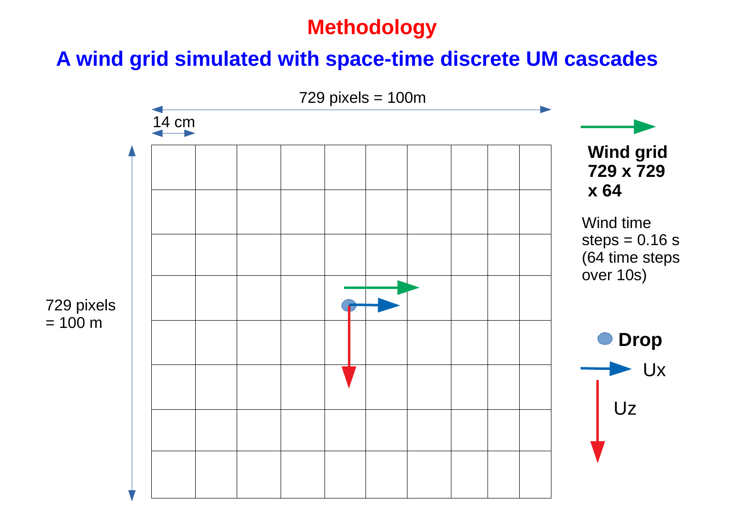# Methodology

## A wind grid simulated with space-time discrete UM cascades

729 pixels = 100m

14 cm

729 pixels = 100 m

**Wind grid 729 x 729 x 64**

Wind time steps = 0.16 s (64 time steps over 10s)

**Drop**

Ux

Uz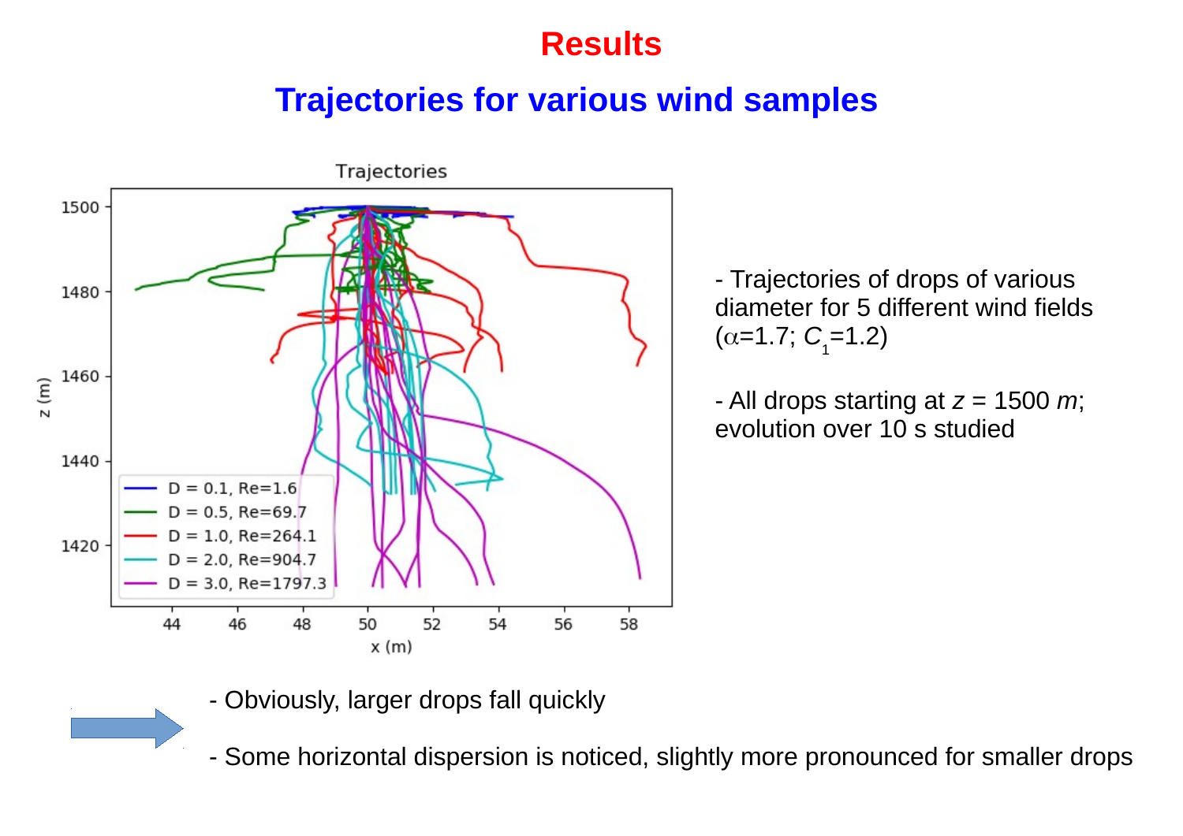# Results

## Trajectories for various wind samples

- Trajectories of drops of various diameter for 5 different wind fields ($\alpha$=1.7; $C_1$=1.2)

- All drops starting at $z$ = 1500 $m$; evolution over 10 s studied

- Obviously, larger drops fall quickly

- Some horizontal dispersion is noticed, slightly more pronounced for smaller drops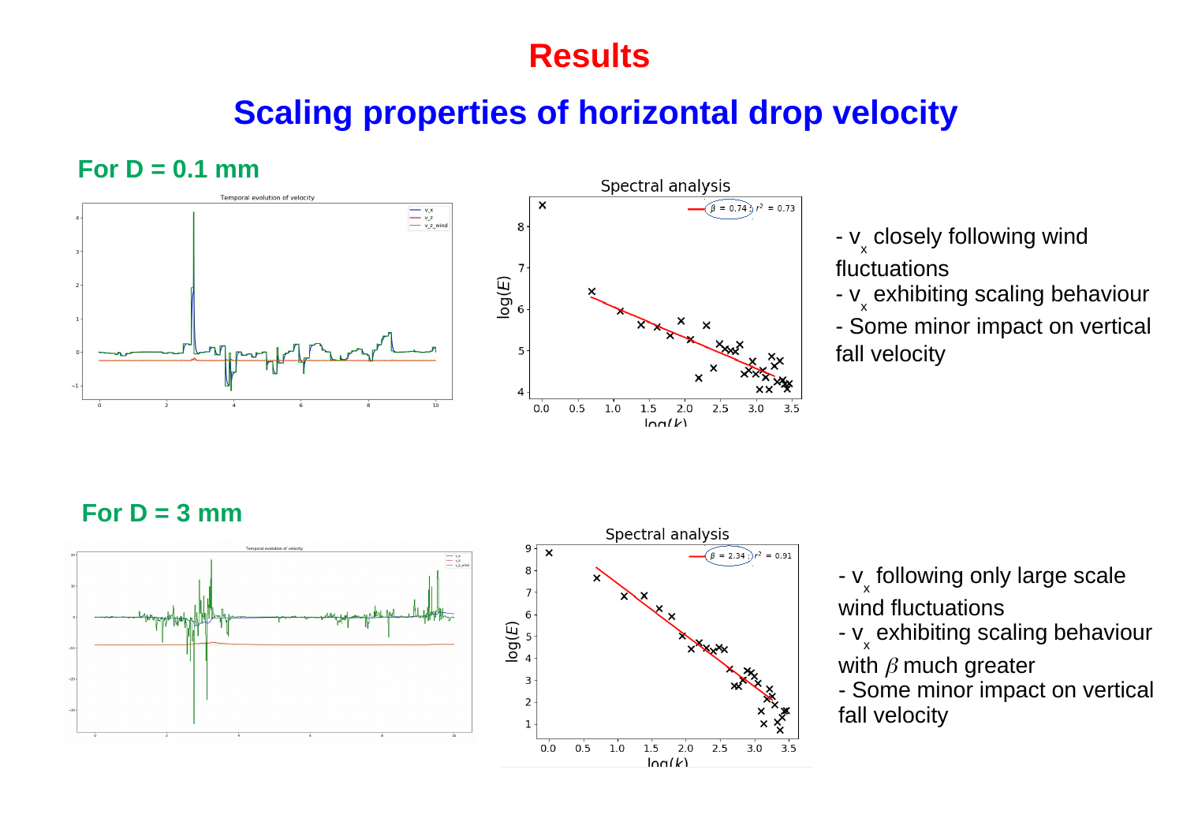# Results

## Scaling properties of horizontal drop velocity

### For D = 0.1 mm

- $v_x$ closely following wind fluctuations
- $v_x$ exhibiting scaling behaviour
- Some minor impact on vertical fall velocity

### For D = 3 mm

- $v_x$ following only large scale wind fluctuations
- $v_x$ exhibiting scaling behaviour with $\beta$ much greater
- Some minor impact on vertical fall velocity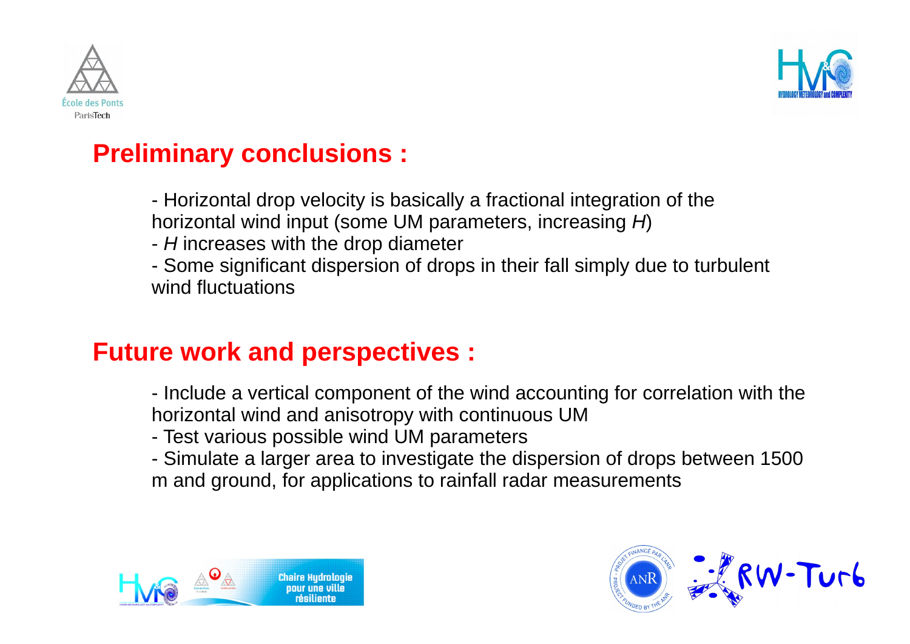## Preliminary conclusions :

- Horizontal drop velocity is basically a fractional integration of the horizontal wind input (some UM parameters, increasing *H*)
- *H* increases with the drop diameter
- Some significant dispersion of drops in their fall simply due to turbulent wind fluctuations

## Future work and perspectives :

- Include a vertical component of the wind accounting for correlation with the horizontal wind and anisotropy with continuous UM
- Test various possible wind UM parameters
- Simulate a larger area to investigate the dispersion of drops between 1500 m and ground, for applications to rainfall radar measurements